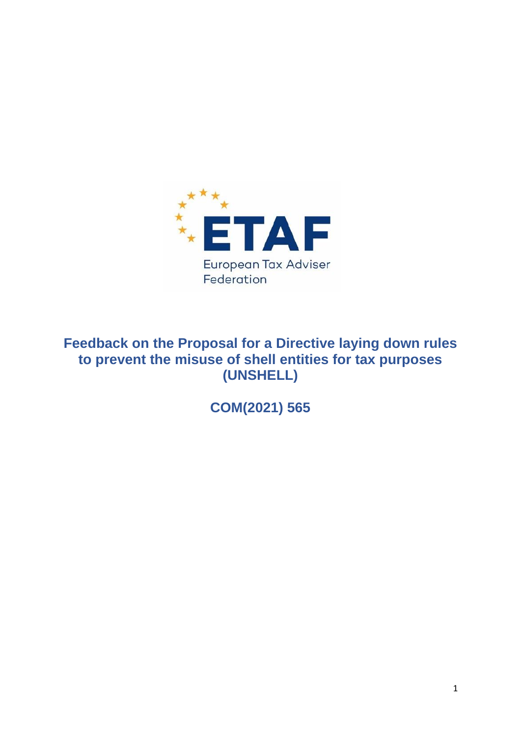ETAF

European Tax Adviser Federation

# Feedback on the Proposal for a Directive laying down rules to prevent the misuse of shell entities for tax purposes (UNSHELL)

## COM(2021) 565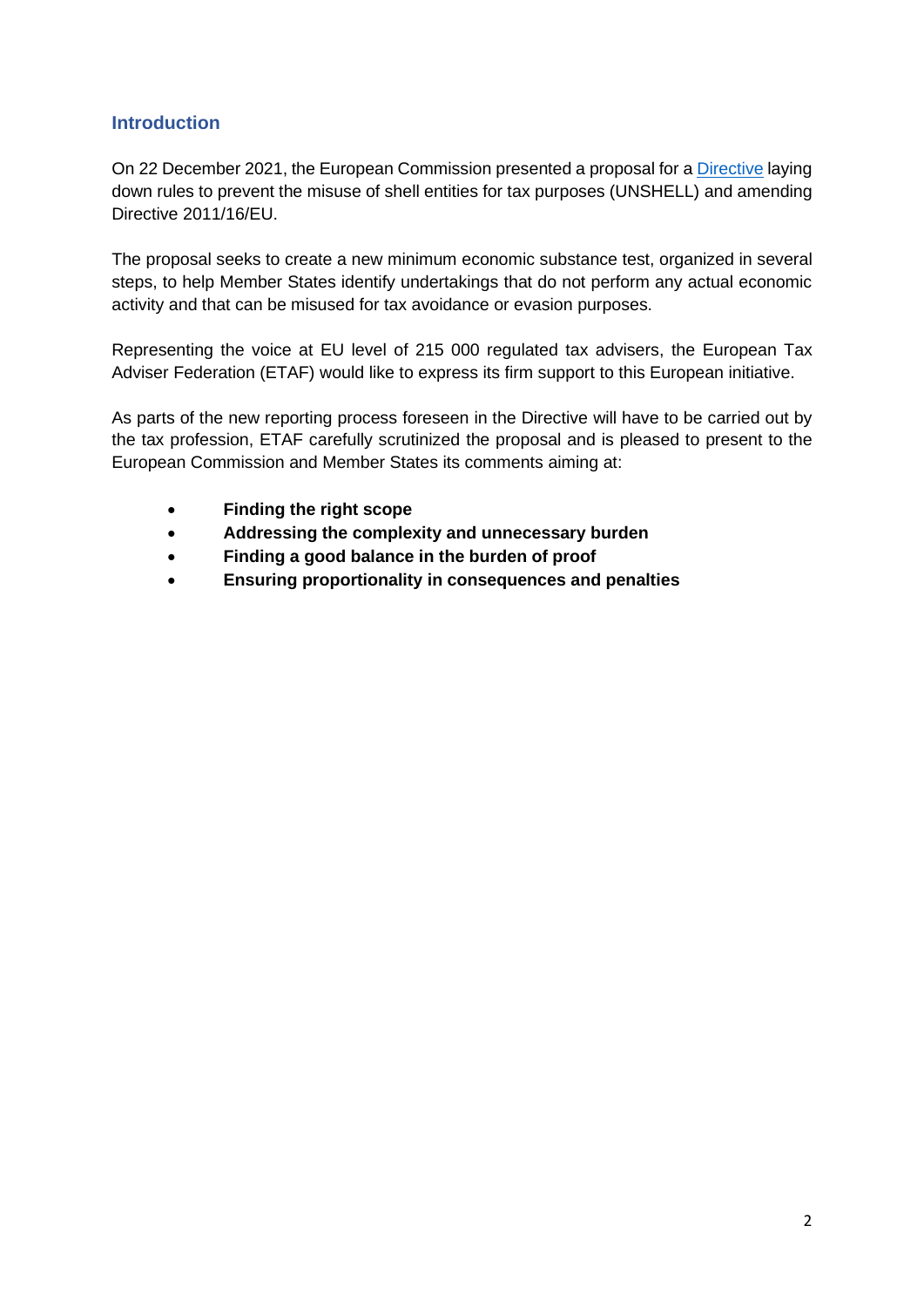## Introduction

On 22 December 2021, the European Commission presented a proposal for a Directive laying down rules to prevent the misuse of shell entities for tax purposes (UNSHELL) and amending Directive 2011/16/EU.

The proposal seeks to create a new minimum economic substance test, organized in several steps, to help Member States identify undertakings that do not perform any actual economic activity and that can be misused for tax avoidance or evasion purposes.

Representing the voice at EU level of 215 000 regulated tax advisers, the European Tax Adviser Federation (ETAF) would like to express its firm support to this European initiative.

As parts of the new reporting process foreseen in the Directive will have to be carried out by the tax profession, ETAF carefully scrutinized the proposal and is pleased to present to the European Commission and Member States its comments aiming at:

- **Finding the right scope**
- **Addressing the complexity and unnecessary burden**
- **Finding a good balance in the burden of proof**
- **Ensuring proportionality in consequences and penalties**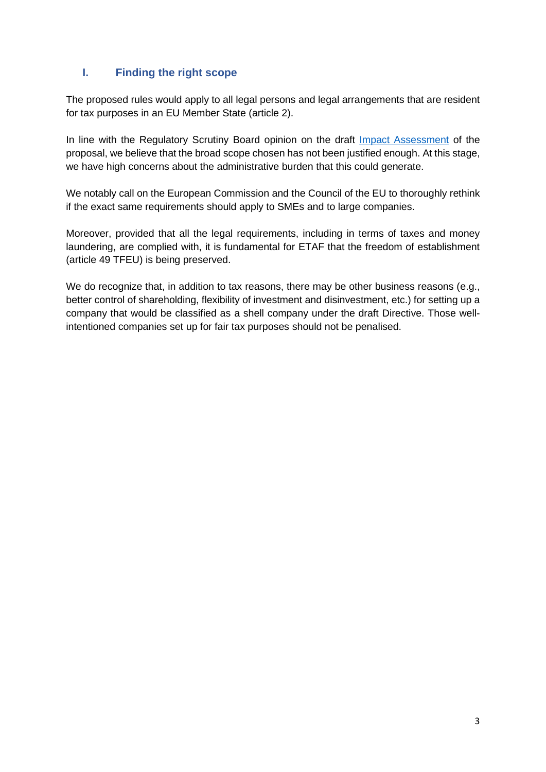## I. Finding the right scope

The proposed rules would apply to all legal persons and legal arrangements that are resident for tax purposes in an EU Member State (article 2).

In line with the Regulatory Scrutiny Board opinion on the draft Impact Assessment of the proposal, we believe that the broad scope chosen has not been justified enough. At this stage, we have high concerns about the administrative burden that this could generate.

We notably call on the European Commission and the Council of the EU to thoroughly rethink if the exact same requirements should apply to SMEs and to large companies.

Moreover, provided that all the legal requirements, including in terms of taxes and money laundering, are complied with, it is fundamental for ETAF that the freedom of establishment (article 49 TFEU) is being preserved.

We do recognize that, in addition to tax reasons, there may be other business reasons (e.g., better control of shareholding, flexibility of investment and disinvestment, etc.) for setting up a company that would be classified as a shell company under the draft Directive. Those well-intentioned companies set up for fair tax purposes should not be penalised.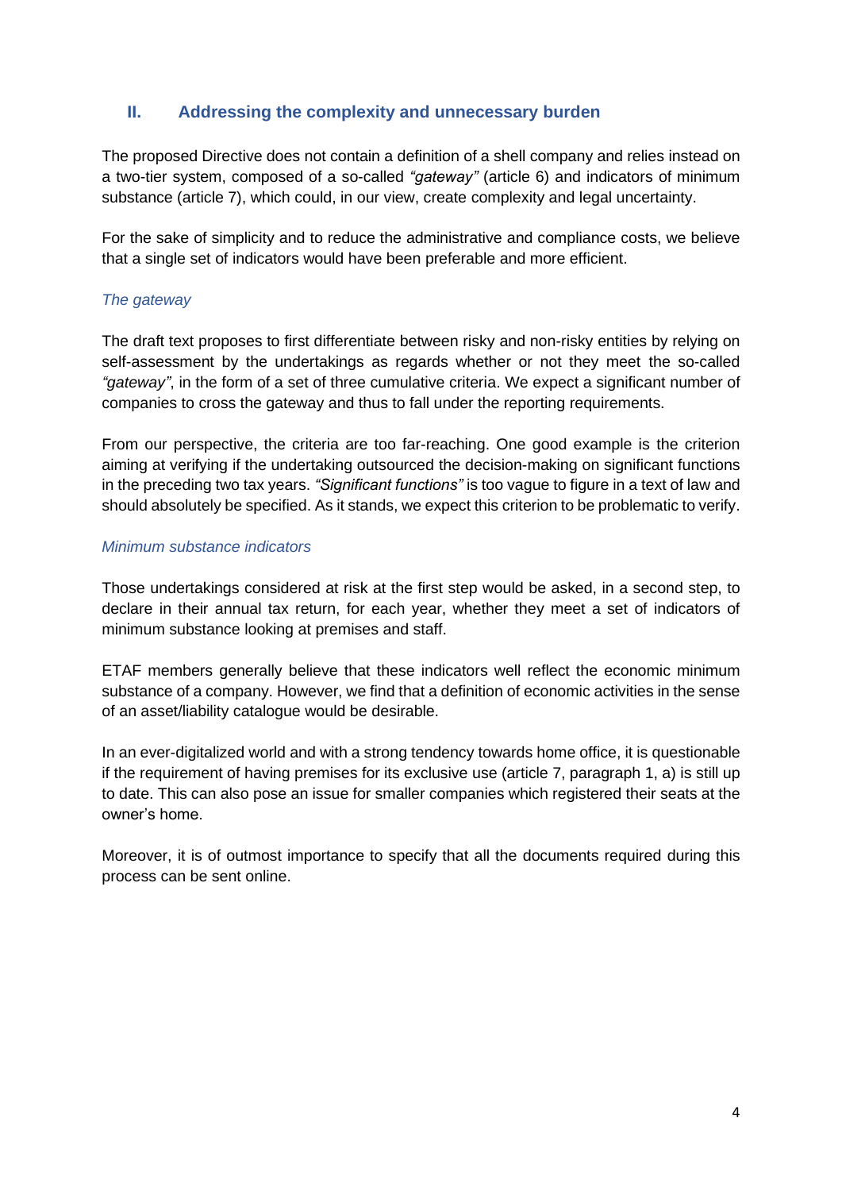## II. Addressing the complexity and unnecessary burden

The proposed Directive does not contain a definition of a shell company and relies instead on a two-tier system, composed of a so-called *"gateway"* (article 6) and indicators of minimum substance (article 7), which could, in our view, create complexity and legal uncertainty.

For the sake of simplicity and to reduce the administrative and compliance costs, we believe that a single set of indicators would have been preferable and more efficient.

### *The gateway*

The draft text proposes to first differentiate between risky and non-risky entities by relying on self-assessment by the undertakings as regards whether or not they meet the so-called *"gateway"*, in the form of a set of three cumulative criteria. We expect a significant number of companies to cross the gateway and thus to fall under the reporting requirements.

From our perspective, the criteria are too far-reaching. One good example is the criterion aiming at verifying if the undertaking outsourced the decision-making on significant functions in the preceding two tax years. *"Significant functions"* is too vague to figure in a text of law and should absolutely be specified. As it stands, we expect this criterion to be problematic to verify.

### *Minimum substance indicators*

Those undertakings considered at risk at the first step would be asked, in a second step, to declare in their annual tax return, for each year, whether they meet a set of indicators of minimum substance looking at premises and staff.

ETAF members generally believe that these indicators well reflect the economic minimum substance of a company. However, we find that a definition of economic activities in the sense of an asset/liability catalogue would be desirable.

In an ever-digitalized world and with a strong tendency towards home office, it is questionable if the requirement of having premises for its exclusive use (article 7, paragraph 1, a) is still up to date. This can also pose an issue for smaller companies which registered their seats at the owner's home.

Moreover, it is of outmost importance to specify that all the documents required during this process can be sent online.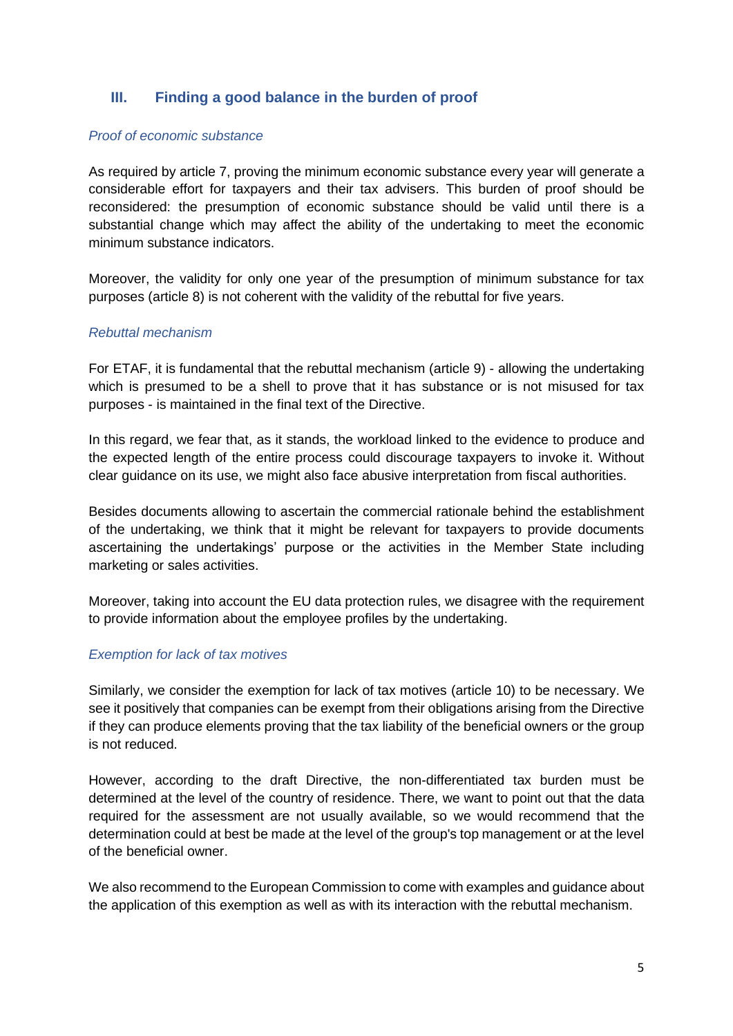## III. Finding a good balance in the burden of proof

*Proof of economic substance*

As required by article 7, proving the minimum economic substance every year will generate a considerable effort for taxpayers and their tax advisers. This burden of proof should be reconsidered: the presumption of economic substance should be valid until there is a substantial change which may affect the ability of the undertaking to meet the economic minimum substance indicators.

Moreover, the validity for only one year of the presumption of minimum substance for tax purposes (article 8) is not coherent with the validity of the rebuttal for five years.

*Rebuttal mechanism*

For ETAF, it is fundamental that the rebuttal mechanism (article 9) - allowing the undertaking which is presumed to be a shell to prove that it has substance or is not misused for tax purposes - is maintained in the final text of the Directive.

In this regard, we fear that, as it stands, the workload linked to the evidence to produce and the expected length of the entire process could discourage taxpayers to invoke it. Without clear guidance on its use, we might also face abusive interpretation from fiscal authorities.

Besides documents allowing to ascertain the commercial rationale behind the establishment of the undertaking, we think that it might be relevant for taxpayers to provide documents ascertaining the undertakings' purpose or the activities in the Member State including marketing or sales activities.

Moreover, taking into account the EU data protection rules, we disagree with the requirement to provide information about the employee profiles by the undertaking.

*Exemption for lack of tax motives*

Similarly, we consider the exemption for lack of tax motives (article 10) to be necessary. We see it positively that companies can be exempt from their obligations arising from the Directive if they can produce elements proving that the tax liability of the beneficial owners or the group is not reduced.

However, according to the draft Directive, the non-differentiated tax burden must be determined at the level of the country of residence. There, we want to point out that the data required for the assessment are not usually available, so we would recommend that the determination could at best be made at the level of the group's top management or at the level of the beneficial owner.

We also recommend to the European Commission to come with examples and guidance about the application of this exemption as well as with its interaction with the rebuttal mechanism.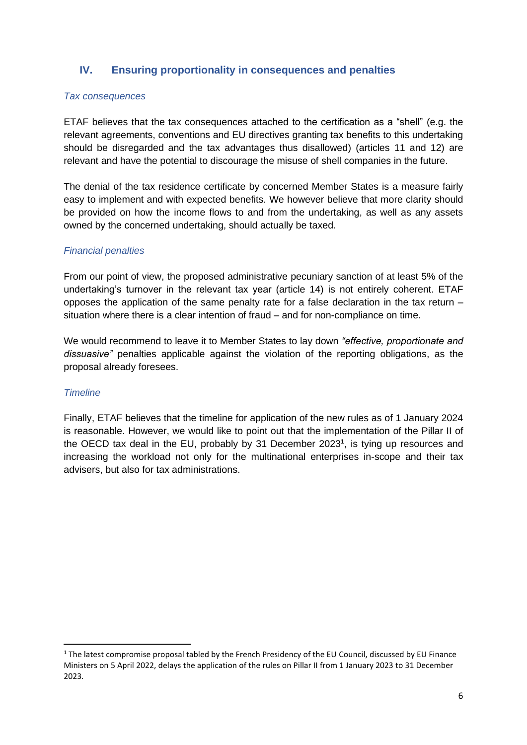## IV. Ensuring proportionality in consequences and penalties

*Tax consequences*

ETAF believes that the tax consequences attached to the certification as a "shell" (e.g. the relevant agreements, conventions and EU directives granting tax benefits to this undertaking should be disregarded and the tax advantages thus disallowed) (articles 11 and 12) are relevant and have the potential to discourage the misuse of shell companies in the future.

The denial of the tax residence certificate by concerned Member States is a measure fairly easy to implement and with expected benefits. We however believe that more clarity should be provided on how the income flows to and from the undertaking, as well as any assets owned by the concerned undertaking, should actually be taxed.

*Financial penalties*

From our point of view, the proposed administrative pecuniary sanction of at least 5% of the undertaking's turnover in the relevant tax year (article 14) is not entirely coherent. ETAF opposes the application of the same penalty rate for a false declaration in the tax return – situation where there is a clear intention of fraud – and for non-compliance on time.

We would recommend to leave it to Member States to lay down *"effective, proportionate and dissuasive"* penalties applicable against the violation of the reporting obligations, as the proposal already foresees.

*Timeline*

Finally, ETAF believes that the timeline for application of the new rules as of 1 January 2024 is reasonable. However, we would like to point out that the implementation of the Pillar II of the OECD tax deal in the EU, probably by 31 December 2023[1], is tying up resources and increasing the workload not only for the multinational enterprises in-scope and their tax advisers, but also for tax administrations.

[1] The latest compromise proposal tabled by the French Presidency of the EU Council, discussed by EU Finance Ministers on 5 April 2022, delays the application of the rules on Pillar II from 1 January 2023 to 31 December 2023.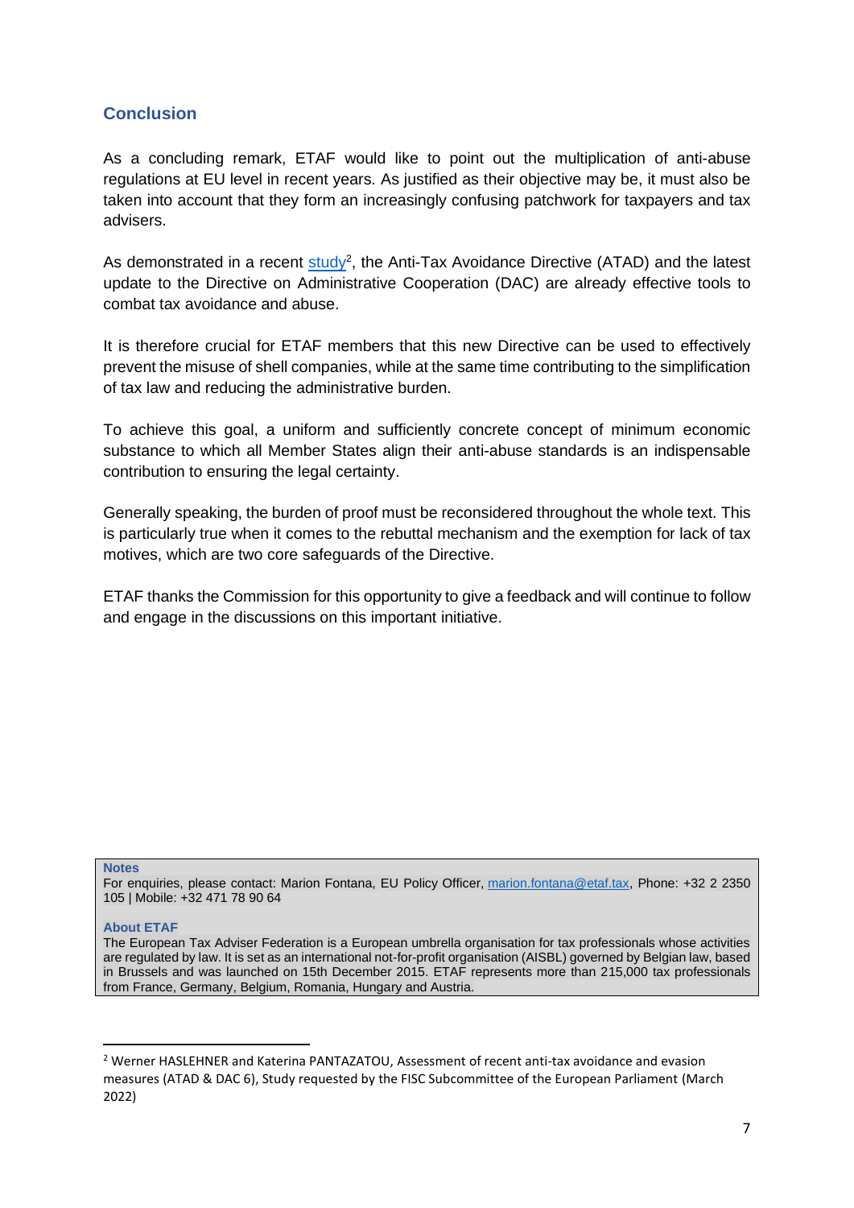## Conclusion

As a concluding remark, ETAF would like to point out the multiplication of anti-abuse regulations at EU level in recent years. As justified as their objective may be, it must also be taken into account that they form an increasingly confusing patchwork for taxpayers and tax advisers.

As demonstrated in a recent study[2], the Anti-Tax Avoidance Directive (ATAD) and the latest update to the Directive on Administrative Cooperation (DAC) are already effective tools to combat tax avoidance and abuse.

It is therefore crucial for ETAF members that this new Directive can be used to effectively prevent the misuse of shell companies, while at the same time contributing to the simplification of tax law and reducing the administrative burden.

To achieve this goal, a uniform and sufficiently concrete concept of minimum economic substance to which all Member States align their anti-abuse standards is an indispensable contribution to ensuring the legal certainty.

Generally speaking, the burden of proof must be reconsidered throughout the whole text. This is particularly true when it comes to the rebuttal mechanism and the exemption for lack of tax motives, which are two core safeguards of the Directive.

ETAF thanks the Commission for this opportunity to give a feedback and will continue to follow and engage in the discussions on this important initiative.

**Notes**

For enquiries, please contact: Marion Fontana, EU Policy Officer, marion.fontana@etaf.tax, Phone: +32 2 2350 105 | Mobile: +32 471 78 90 64

**About ETAF**

The European Tax Adviser Federation is a European umbrella organisation for tax professionals whose activities are regulated by law. It is set as an international not-for-profit organisation (AISBL) governed by Belgian law, based in Brussels and was launched on 15th December 2015. ETAF represents more than 215,000 tax professionals from France, Germany, Belgium, Romania, Hungary and Austria.

[2] Werner HASLEHNER and Katerina PANTAZATOU, Assessment of recent anti-tax avoidance and evasion measures (ATAD & DAC 6), Study requested by the FISC Subcommittee of the European Parliament (March 2022)